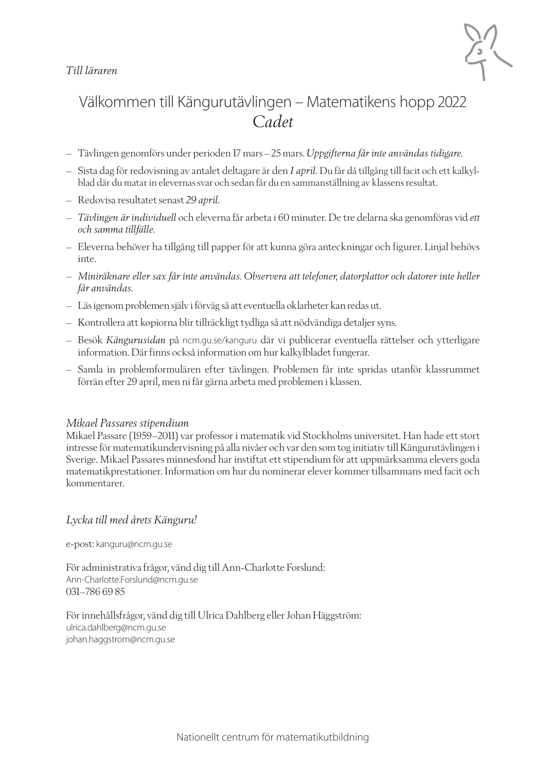*Till läraren*

# Välkommen till Kängurutävlingen – Matematikens hopp 2022
## *Cadet*

- Tävlingen genomförs under perioden 17 mars – 25 mars. *Uppgifterna får inte användas tidigare.*
- Sista dag för redovisning av antalet deltagare är den *1 april*. Du får då tillgång till facit och ett kalkylblad där du matar in elevernas svar och sedan får du en sammanställning av klassens resultat.
- Redovisa resultatet senast *29 april*.
- *Tävlingen är individuell* och eleverna får arbeta i 60 minuter. De tre delarna ska genomföras vid *ett och samma tillfälle.*
- Eleverna behöver ha tillgång till papper för att kunna göra anteckningar och figurer. Linjal behövs inte.
- *Miniräknare eller sax får inte användas. Observera att telefoner, datorplattor och datorer inte heller får användas.*
- Läs igenom problemen själv i förväg så att eventuella oklarheter kan redas ut.
- Kontrollera att kopiorna blir tillräckligt tydliga så att nödvändiga detaljer syns.
- Besök *Kängurusidan* på ncm.gu.se/kanguru där vi publicerar eventuella rättelser och ytterligare information. Där finns också information om hur kalkylbladet fungerar.
- Samla in problemformulären efter tävlingen. Problemen får inte spridas utanför klassrummet förrän efter 29 april, men ni får gärna arbeta med problemen i klassen.

*Mikael Passares stipendium*

Mikael Passare (1959–2011) var professor i matematik vid Stockholms universitet. Han hade ett stort intresse för matematikundervisning på alla nivåer och var den som tog initiativ till Kängurutävlingen i Sverige. Mikael Passares minnesfond har instiftat ett stipendium för att uppmärksamma elevers goda matematikprestationer. Information om hur du nominerar elever kommer tillsammans med facit och kommentarer.

*Lycka till med årets Känguru!*

e-post: kanguru@ncm.gu.se

För administrativa frågor, vänd dig till Ann-Charlotte Forslund:
Ann-Charlotte.Forslund@ncm.gu.se
031–786 69 85

För innehållsfrågor, vänd dig till Ulrica Dahlberg eller Johan Häggström:
ulrica.dahlberg@ncm.gu.se
johan.haggstrom@ncm.gu.se

Nationellt centrum för matematikutbildning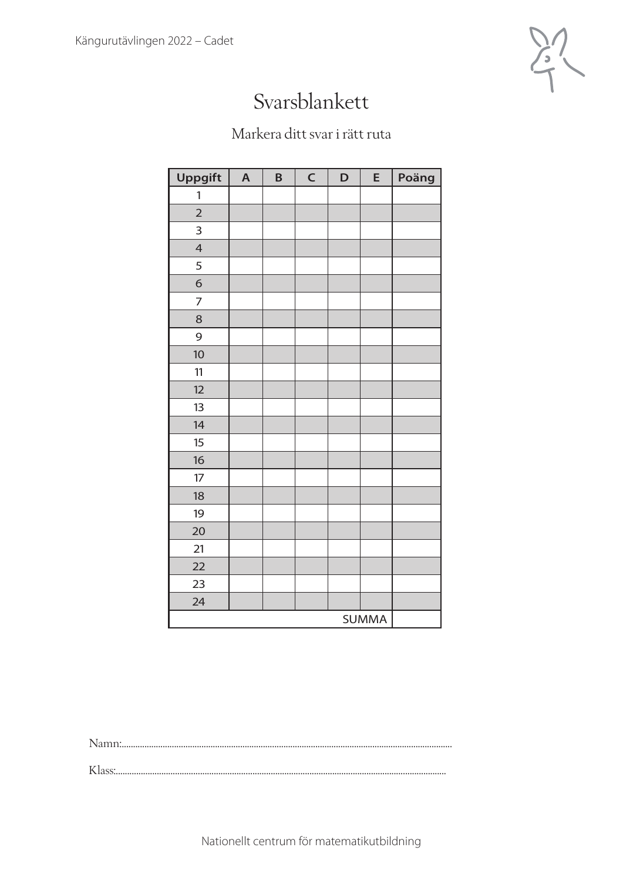# Svarsblankett

Markera ditt svar i rätt ruta

| Uppgift | A | B | C | D | E | Poäng |
|---|---|---|---|---|---|---|
| 1 | | | | | | |
| 2 | | | | | | |
| 3 | | | | | | |
| 4 | | | | | | |
| 5 | | | | | | |
| 6 | | | | | | |
| 7 | | | | | | |
| 8 | | | | | | |
| 9 | | | | | | |
| 10 | | | | | | |
| 11 | | | | | | |
| 12 | | | | | | |
| 13 | | | | | | |
| 14 | | | | | | |
| 15 | | | | | | |
| 16 | | | | | | |
| 17 | | | | | | |
| 18 | | | | | | |
| 19 | | | | | | |
| 20 | | | | | | |
| 21 | | | | | | |
| 22 | | | | | | |
| 23 | | | | | | |
| 24 | | | | | | |
| | | | | | SUMMA | |

Namn:..............................................................................................................................................

Klass:.............................................................................................................................................

Nationellt centrum för matematikutbildning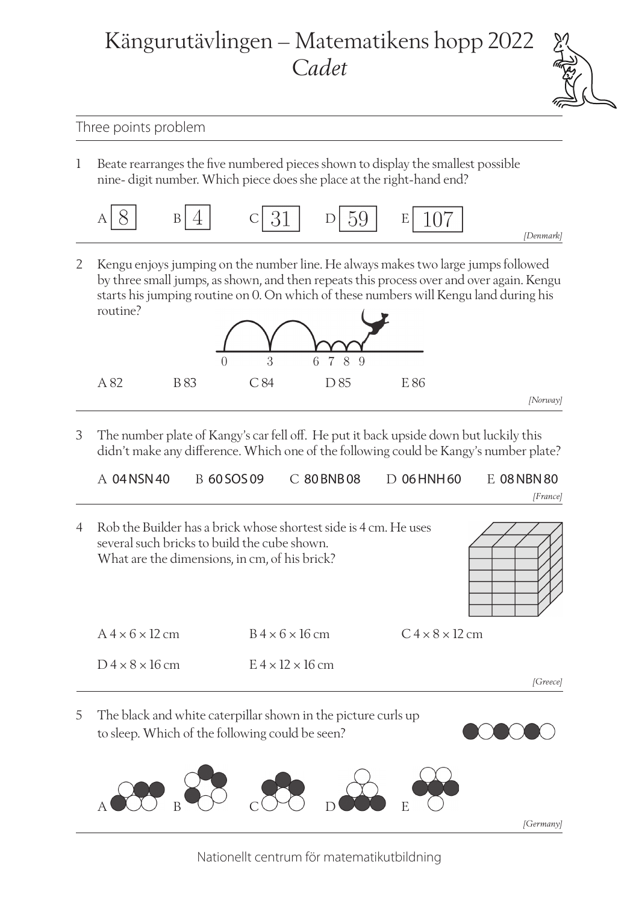# Kängurutävlingen – Matematikens hopp 2022
## *Cadet*

### Three points problem

1 Beate rearranges the five numbered pieces shown to display the smallest possible nine- digit number. Which piece does she place at the right-hand end?

A 8 B 4 C 31 D 59 E 107

*[Denmark]*

2 Kengu enjoys jumping on the number line. He always makes two large jumps followed by three small jumps, as shown, and then repeats this process over and over again. Kengu starts his jumping routine on 0. On which of these numbers will Kengu land during his routine?

0 3 6 7 8 9

A 82 B 83 C 84 D 85 E 86

*[Norway]*

3 The number plate of Kangy's car fell off. He put it back upside down but luckily this didn't make any difference. Which one of the following could be Kangy's number plate?

A 04 NSN 40 B 60 SOS 09 C 80 BNB 08 D 06 HNH 60 E 08 NBN 80

*[France]*

4 Rob the Builder has a brick whose shortest side is 4 cm. He uses several such bricks to build the cube shown. What are the dimensions, in cm, of his brick?

A $4 \times 6 \times 12$ cm B $4 \times 6 \times 16$ cm C $4 \times 8 \times 12$ cm

D $4 \times 8 \times 16$ cm E $4 \times 12 \times 16$ cm

*[Greece]*

5 The black and white caterpillar shown in the picture curls up to sleep. Which of the following could be seen?

A B C D E

*[Germany]*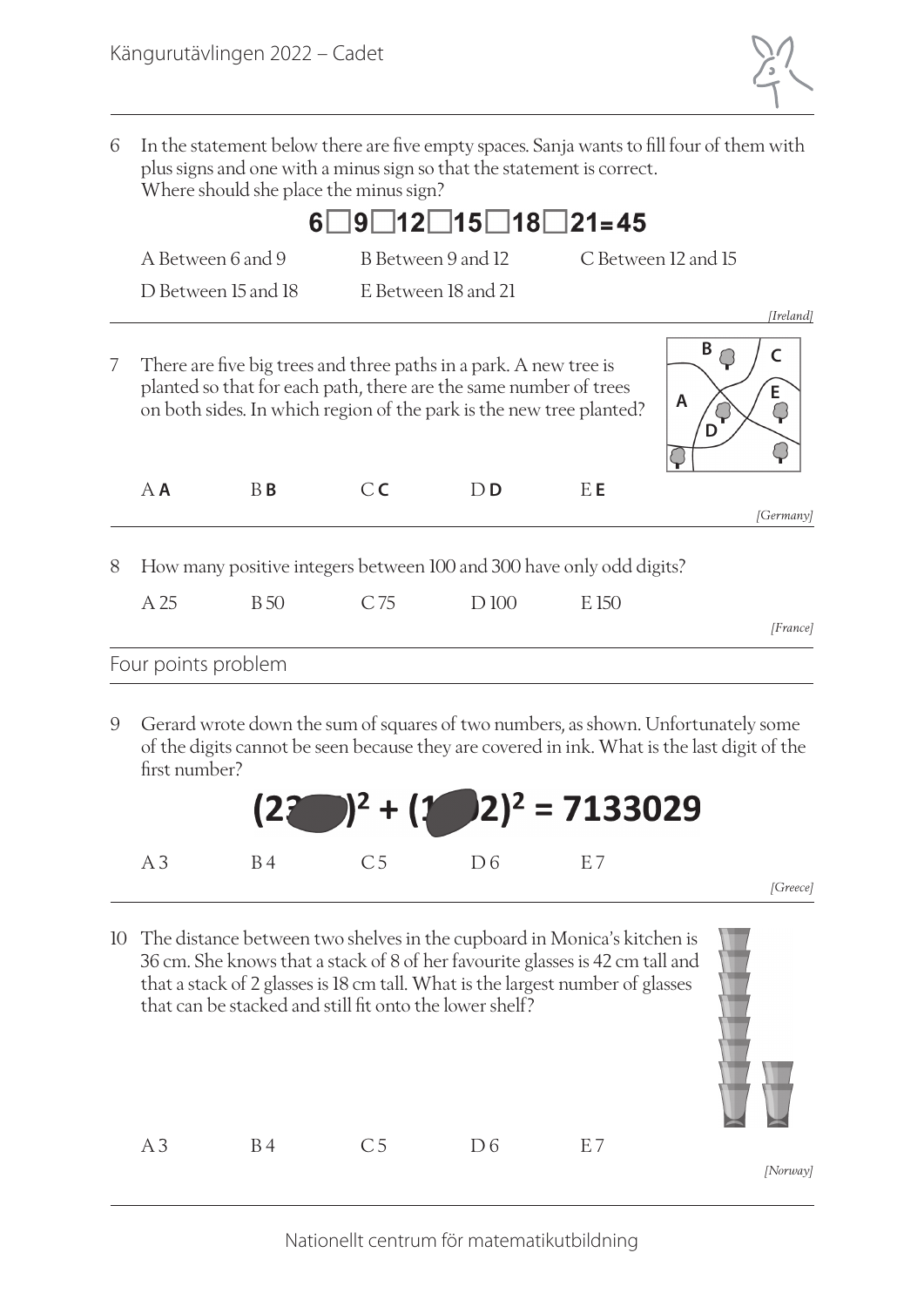6 In the statement below there are five empty spaces. Sanja wants to fill four of them with plus signs and one with a minus sign so that the statement is correct. Where should she place the minus sign?

$$6 \square 9 \square 12 \square 15 \square 18 \square 21 = 45$$

A Between 6 and 9 B Between 9 and 12 C Between 12 and 15

D Between 15 and 18 E Between 18 and 21

*[Ireland]*

---

7 There are five big trees and three paths in a park. A new tree is planted so that for each path, there are the same number of trees on both sides. In which region of the park is the new tree planted?

A **A** B **B** C **C** D **D** E **E**

*[Germany]*

---

8 How many positive integers between 100 and 300 have only odd digits?

A 25 B 50 C 75 D 100 E 150

*[France]*

---

## Four points problem

9 Gerard wrote down the sum of squares of two numbers, as shown. Unfortunately some of the digits cannot be seen because they are covered in ink. What is the last digit of the first number?

$$(23\_\_)^2 + (1\_\_2)^2 = 7133029$$

A 3 B 4 C 5 D 6 E 7

*[Greece]*

---

10 The distance between two shelves in the cupboard in Monica's kitchen is 36 cm. She knows that a stack of 8 of her favourite glasses is 42 cm tall and that a stack of 2 glasses is 18 cm tall. What is the largest number of glasses that can be stacked and still fit onto the lower shelf?

A 3 B 4 C 5 D 6 E 7

*[Norway]*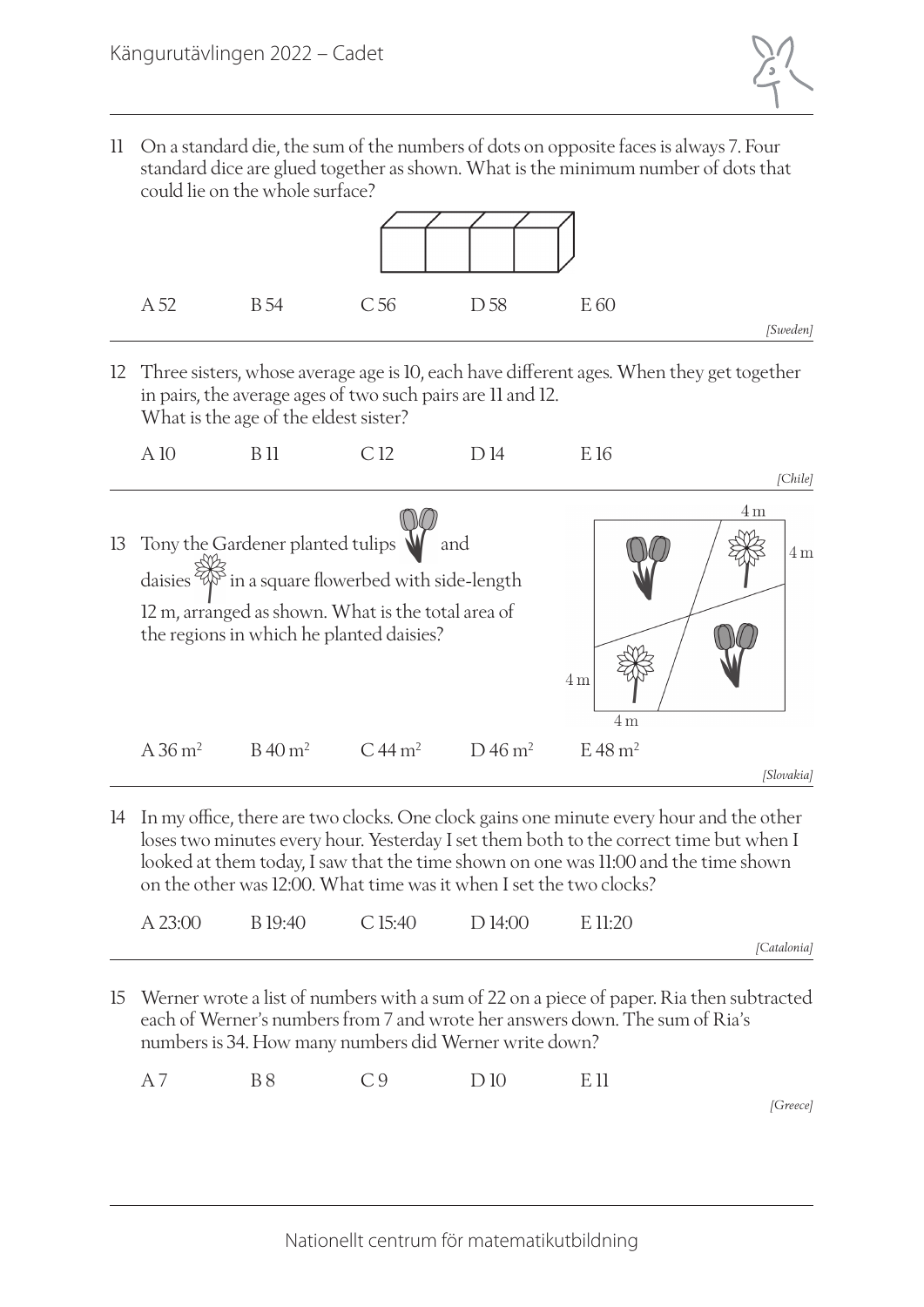11 On a standard die, the sum of the numbers of dots on opposite faces is always 7. Four standard dice are glued together as shown. What is the minimum number of dots that could lie on the whole surface?

A 52 B 54 C 56 D 58 E 60

*[Sweden]*

12 Three sisters, whose average age is 10, each have different ages. When they get together in pairs, the average ages of two such pairs are 11 and 12.
What is the age of the eldest sister?

A 10 B 11 C 12 D 14 E 16

*[Chile]*

13 Tony the Gardener planted tulips and daisies in a square flowerbed with side-length 12 m, arranged as shown. What is the total area of the regions in which he planted daisies?

4 m 4 m 4 m 4 m

A 36 m² B 40 m² C 44 m² D 46 m² E 48 m²

*[Slovakia]*

14 In my office, there are two clocks. One clock gains one minute every hour and the other loses two minutes every hour. Yesterday I set them both to the correct time but when I looked at them today, I saw that the time shown on one was 11:00 and the time shown on the other was 12:00. What time was it when I set the two clocks?

A 23:00 B 19:40 C 15:40 D 14:00 E 11:20

*[Catalonia]*

15 Werner wrote a list of numbers with a sum of 22 on a piece of paper. Ria then subtracted each of Werner's numbers from 7 and wrote her answers down. The sum of Ria's numbers is 34. How many numbers did Werner write down?

A 7 B 8 C 9 D 10 E 11

*[Greece]*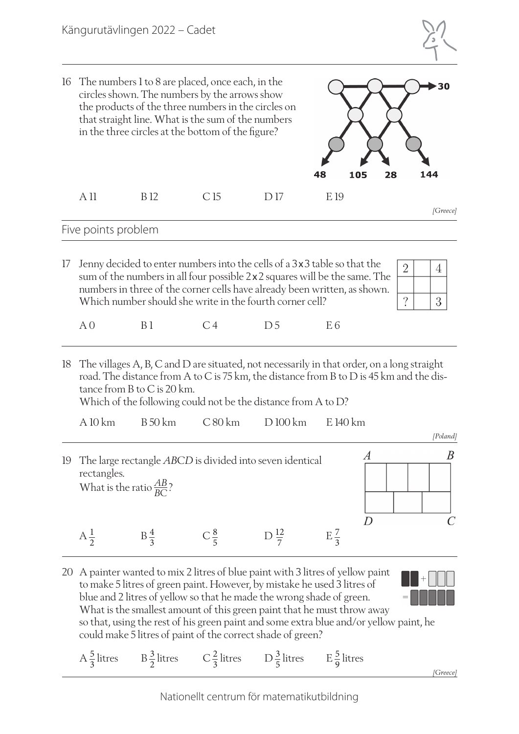16 The numbers 1 to 8 are placed, once each, in the circles shown. The numbers by the arrows show the products of the three numbers in the circles on that straight line. What is the sum of the numbers in the three circles at the bottom of the figure?

30

48 105 28 144

A 11 B 12 C 15 D 17 E 19

*[Greece]*

## Five points problem

17 Jenny decided to enter numbers into the cells of a 3x3 table so that the sum of the numbers in all four possible 2x2 squares will be the same. The numbers in three of the corner cells have already been written, as shown. Which number should she write in the fourth corner cell?

| 2 | | 4 |
|---|---|---|
| | | |
| ? | | 3 |

A 0 B 1 C 4 D 5 E 6

18 The villages A, B, C and D are situated, not necessarily in that order, on a long straight road. The distance from A to C is 75 km, the distance from B to D is 45 km and the distance from B to C is 20 km.
Which of the following could not be the distance from A to D?

A 10 km B 50 km C 80 km D 100 km E 140 km

*[Poland]*

19 The large rectangle *ABCD* is divided into seven identical rectangles.
What is the ratio $\frac{AB}{BC}$?

A $\frac{1}{2}$ B $\frac{4}{3}$ C $\frac{8}{5}$ D $\frac{12}{7}$ E $\frac{7}{3}$

20 A painter wanted to mix 2 litres of blue paint with 3 litres of yellow paint to make 5 litres of green paint. However, by mistake he used 3 litres of blue and 2 litres of yellow so that he made the wrong shade of green. What is the smallest amount of this green paint that he must throw away so that, using the rest of his green paint and some extra blue and/or yellow paint, he could make 5 litres of paint of the correct shade of green?

A $\frac{5}{3}$ litres B $\frac{3}{2}$ litres C $\frac{2}{3}$ litres D $\frac{3}{5}$ litres E $\frac{5}{9}$ litres

*[Greece]*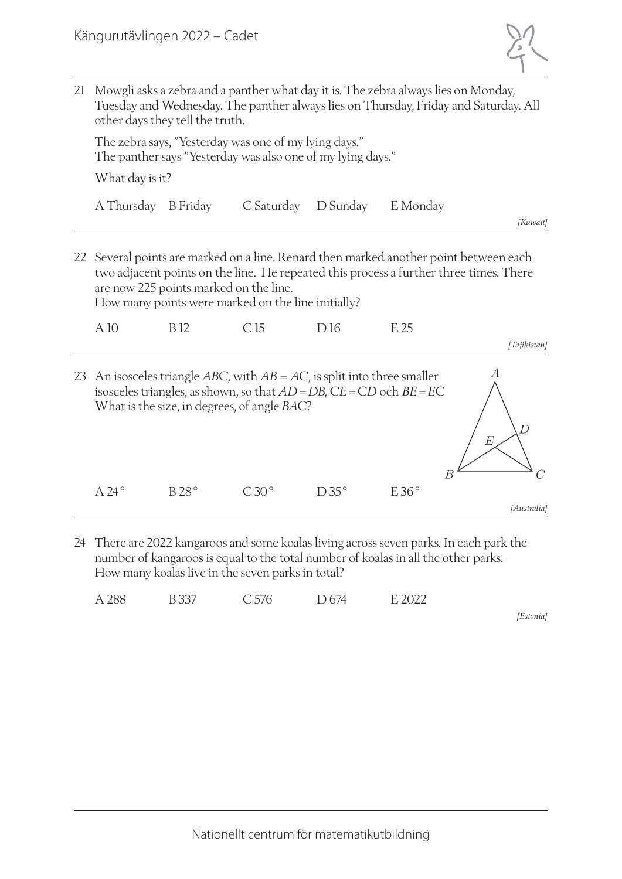21 Mowgli asks a zebra and a panther what day it is. The zebra always lies on Monday, Tuesday and Wednesday. The panther always lies on Thursday, Friday and Saturday. All other days they tell the truth.

The zebra says, "Yesterday was one of my lying days."
The panther says "Yesterday was also one of my lying days."

What day is it?

A Thursday  B Friday  C Saturday  D Sunday  E Monday

*[Kuwait]*

---

22 Several points are marked on a line. Renard then marked another point between each two adjacent points on the line. He repeated this process a further three times. There are now 225 points marked on the line.
How many points were marked on the line initially?

A 10  B 12  C 15  D 16  E 25

*[Tajikistan]*

---

23 An isosceles triangle $ABC$, with $AB = AC$, is split into three smaller isosceles triangles, as shown, so that $AD = DB$, $CE = CD$ och $BE = EC$
What is the size, in degrees, of angle $BAC$?

A $24°$  B $28°$  C $30°$  D $35°$  E $36°$

*[Australia]*

---

24 There are 2022 kangaroos and some koalas living across seven parks. In each park the number of kangaroos is equal to the total number of koalas in all the other parks.
How many koalas live in the seven parks in total?

A 288  B 337  C 576  D 674  E 2022

*[Estonia]*